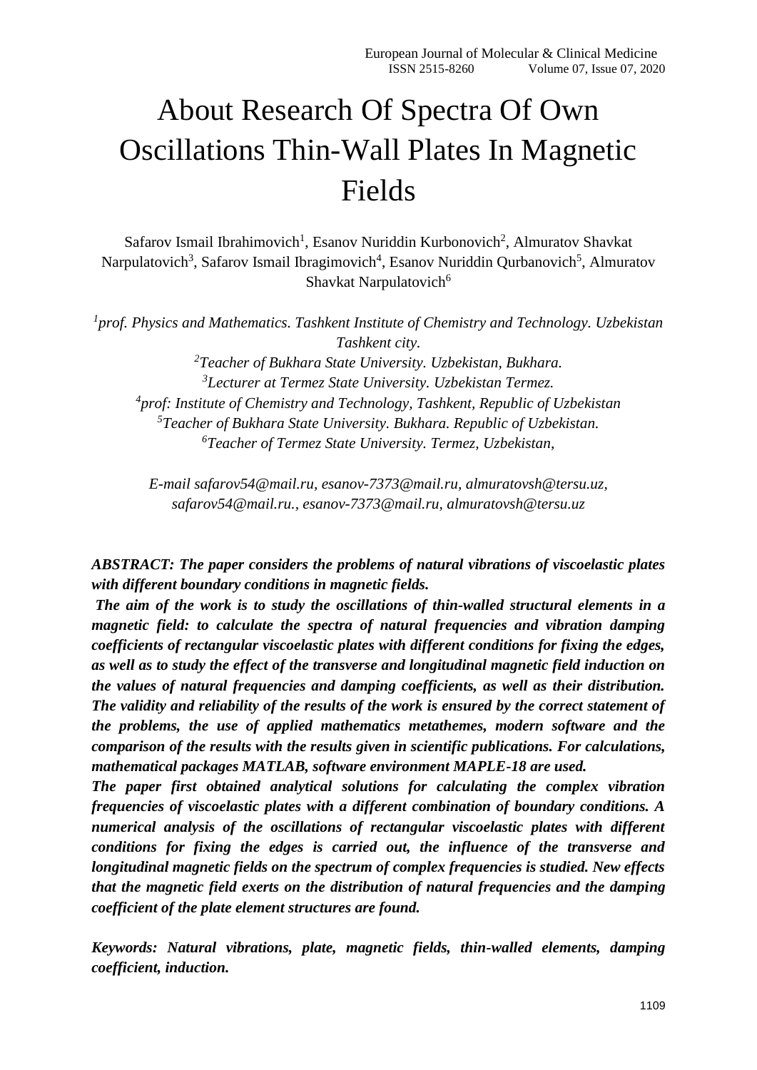# About Research Of Spectra Of Own Oscillations Thin-Wall Plates In Magnetic Fields

Safarov Ismail Ibrahimovich[1], Esanov Nuriddin Kurbonovich[2], Almuratov Shavkat Narpulatovich[3], Safarov Ismail Ibragimovich[4], Esanov Nuriddin Qurbanovich[5], Almuratov Shavkat Narpulatovich[6]

[1]*prof. Physics and Mathematics. Tashkent Institute of Chemistry and Technology. Uzbekistan Tashkent city.*
[2]*Teacher of Bukhara State University. Uzbekistan, Bukhara.*
[3]*Lecturer at Termez State University. Uzbekistan Termez.*
[4]*prof: Institute of Chemistry and Technology, Tashkent, Republic of Uzbekistan*
[5]*Teacher of Bukhara State University. Bukhara. Republic of Uzbekistan.*
[6]*Teacher of Termez State University. Termez, Uzbekistan,*

*E-mail safarov54@mail.ru, esanov-7373@mail.ru, almuratovsh@tersu.uz, safarov54@mail.ru., esanov-7373@mail.ru, almuratovsh@tersu.uz*

***ABSTRACT: The paper considers the problems of natural vibrations of viscoelastic plates with different boundary conditions in magnetic fields.***

***The aim of the work is to study the oscillations of thin-walled structural elements in a magnetic field: to calculate the spectra of natural frequencies and vibration damping coefficients of rectangular viscoelastic plates with different conditions for fixing the edges, as well as to study the effect of the transverse and longitudinal magnetic field induction on the values of natural frequencies and damping coefficients, as well as their distribution. The validity and reliability of the results of the work is ensured by the correct statement of the problems, the use of applied mathematics metathemes, modern software and the comparison of the results with the results given in scientific publications. For calculations, mathematical packages MATLAB, software environment MAPLE-18 are used.***

***The paper first obtained analytical solutions for calculating the complex vibration frequencies of viscoelastic plates with a different combination of boundary conditions. A numerical analysis of the oscillations of rectangular viscoelastic plates with different conditions for fixing the edges is carried out, the influence of the transverse and longitudinal magnetic fields on the spectrum of complex frequencies is studied. New effects that the magnetic field exerts on the distribution of natural frequencies and the damping coefficient of the plate element structures are found.***

***Keywords: Natural vibrations, plate, magnetic fields, thin-walled elements, damping coefficient, induction.***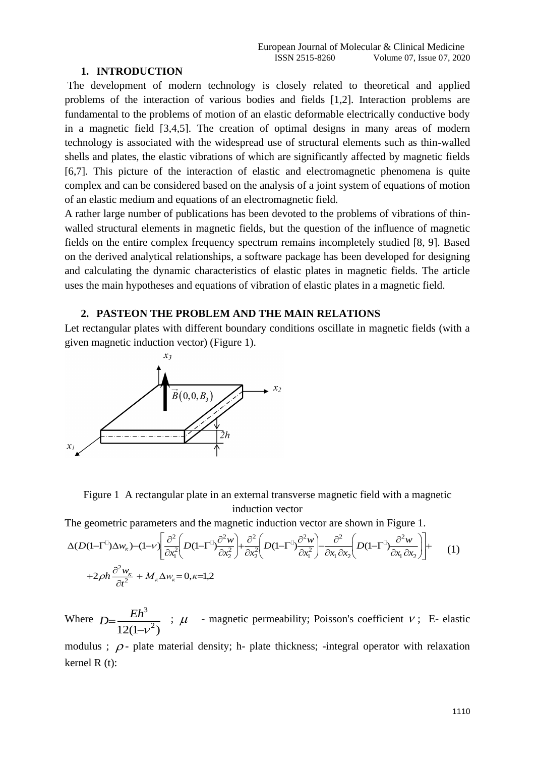## 1. INTRODUCTION

The development of modern technology is closely related to theoretical and applied problems of the interaction of various bodies and fields [1,2]. Interaction problems are fundamental to the problems of motion of an elastic deformable electrically conductive body in a magnetic field [3,4,5]. The creation of optimal designs in many areas of modern technology is associated with the widespread use of structural elements such as thin-walled shells and plates, the elastic vibrations of which are significantly affected by magnetic fields [6,7]. This picture of the interaction of elastic and electromagnetic phenomena is quite complex and can be considered based on the analysis of a joint system of equations of motion of an elastic medium and equations of an electromagnetic field.

A rather large number of publications has been devoted to the problems of vibrations of thin-walled structural elements in magnetic fields, but the question of the influence of magnetic fields on the entire complex frequency spectrum remains incompletely studied [8, 9]. Based on the derived analytical relationships, a software package has been developed for designing and calculating the dynamic characteristics of elastic plates in magnetic fields. The article uses the main hypotheses and equations of vibration of elastic plates in a magnetic field.

## 2. PASTEON THE PROBLEM AND THE MAIN RELATIONS

Let rectangular plates with different boundary conditions oscillate in magnetic fields (with a given magnetic induction vector) (Figure 1).

Figure 1 A rectangular plate in an external transverse magnetic field with a magnetic induction vector

The geometric parameters and the magnetic induction vector are shown in Figure 1.

$$\Delta(D(1-\Gamma)\Delta w_\kappa)-(1-\nu)\left[\frac{\partial^2}{\partial x_1^2}\left(D(1-\Gamma)\frac{\partial^2 w}{\partial x_2^2}\right)+\frac{\partial^2}{\partial x_2^2}\left(D(1-\Gamma)\frac{\partial^2 w}{\partial x_1^2}\right)-\frac{\partial^2}{\partial x_1\partial x_2}\left(D(1-\Gamma)\frac{\partial^2 w}{\partial x_1\partial x_2}\right)\right]+ \quad (1)$$

$$+2\rho h\frac{\partial^2 w_\kappa}{\partial t^2}+M_\kappa\Delta w_\kappa=0, \kappa=1,2$$

Where $D=\frac{Eh^3}{12(1-\nu^2)}$ ; $\mu$ - magnetic permeability; Poisson's coefficient $\nu$ ; E- elastic modulus ; $\rho$ - plate material density; h- plate thickness; -integral operator with relaxation kernel R (t):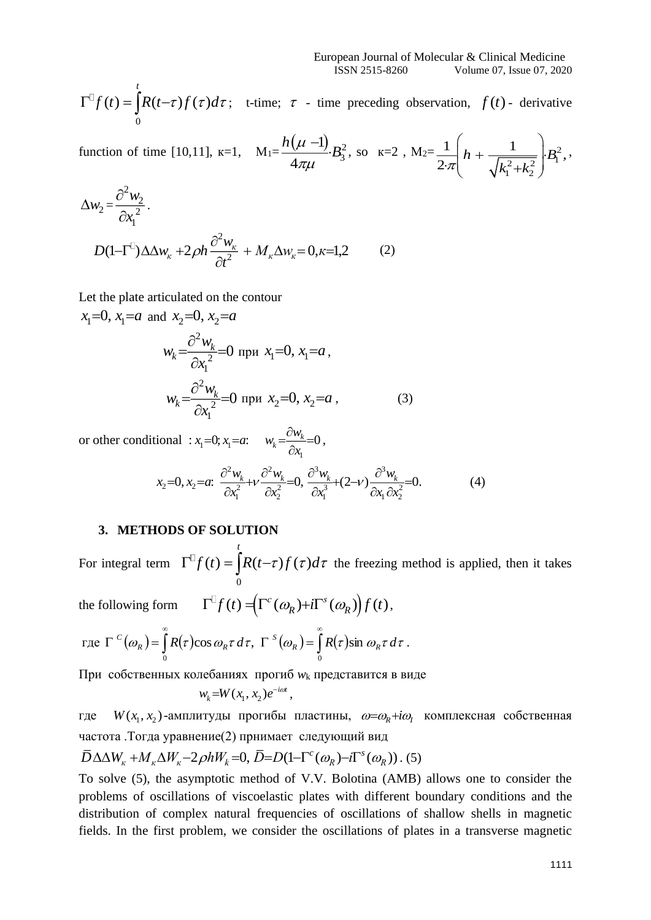$\Gamma^{*} f(t)=\int_{0}^{t} R(t-\tau) f(\tau) d\tau$; t-time; $\tau$ - time preceding observation, $f(t)$ - derivative function of time [10,11], к=1, $M_1=\frac{h(\mu-1)}{4\pi\mu}\cdot B_3^2$, so к=2 , $M_2=\frac{1}{2\cdot\pi}\left(h+\frac{1}{\sqrt{k_1^2+k_2^2}}\right)\cdot B_1^2$, ,

$$\Delta w_2=\frac{\partial^2 w_2}{\partial x_1^{\,2}}.$$

$$D(1-\Gamma^{*})\Delta\Delta w_\kappa+2\rho h\frac{\partial^2 w_\kappa}{\partial t^2}+M_\kappa\Delta w_\kappa=0,\kappa=1,2 \qquad (2)$$

Let the plate articulated on the contour

$x_1=0,\ x_1=a$ and $x_2=0,\ x_2=a$

$$w_k=\frac{\partial^2 w_k}{\partial x_1^{\,2}}=0 \text{ при } x_1=0,\ x_1=a,$$

$$w_k=\frac{\partial^2 w_k}{\partial x_1^{\,2}}=0 \text{ при } x_2=0,\ x_2=a, \qquad (3)$$

or other conditional : $x_1=0; x_1=a$: $\quad w_k=\frac{\partial w_k}{\partial x_1}=0$,

$$x_2=0, x_2=a:\ \frac{\partial^2 w_k}{\partial x_1^2}+\nu\frac{\partial^2 w_k}{\partial x_2^2}=0,\ \frac{\partial^3 w_k}{\partial x_1^3}+(2-\nu)\frac{\partial^3 w_k}{\partial x_1\partial x_2^2}=0. \qquad (4)$$

### 3. METHODS OF SOLUTION

For integral term $\Gamma^{*} f(t)=\int_{0}^{t} R(t-\tau) f(\tau) d\tau$ the freezing method is applied, then it takes the following form $\quad \Gamma^{*} f(t)=\left(\Gamma^{c}(\omega_R)+i\Gamma^{s}(\omega_R)\right) f(t)$,

где $\Gamma^{C}(\omega_R)=\int_{0}^{\infty} R(\tau)\cos\omega_R\tau\, d\tau,\ \Gamma^{S}(\omega_R)=\int_{0}^{\infty} R(\tau)\sin\omega_R\tau\, d\tau$.

При собственных колебаниях прогиб $w_k$ представится в виде

$$w_k=W(x_1,x_2)e^{-i\omega t},$$

где $W(x_1,x_2)$-амплитуды прогибы пластины, $\omega=\omega_R+i\omega_I$ комплексная собственная частота .Тогда уравнение(2) принимает следующий вид

$$\bar{D}\Delta\Delta W_\kappa+M_\kappa\Delta W_\kappa-2\rho h W_k=0,\ \bar{D}=D(1-\Gamma^{c}(\omega_R)-i\Gamma^{s}(\omega_R)). \ (5)$$

To solve (5), the asymptotic method of V.V. Bolotina (AMB) allows one to consider the problems of oscillations of viscoelastic plates with different boundary conditions and the distribution of complex natural frequencies of oscillations of shallow shells in magnetic fields. In the first problem, we consider the oscillations of plates in a transverse magnetic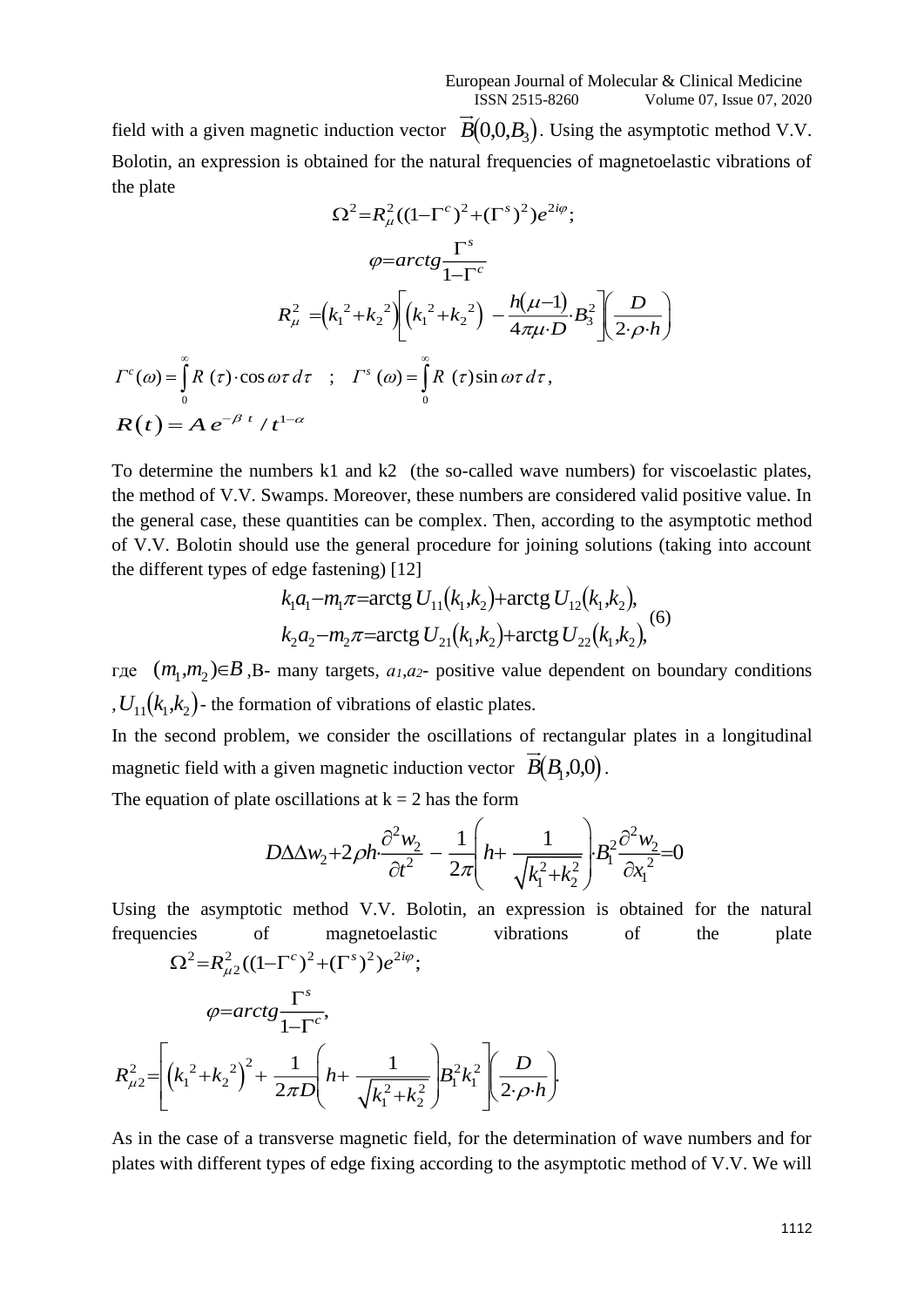field with a given magnetic induction vector $\vec{B}(0,0,B_3)$. Using the asymptotic method V.V. Bolotin, an expression is obtained for the natural frequencies of magnetoelastic vibrations of the plate

$$\Omega^2 = R_\mu^2((1-\Gamma^c)^2 + (\Gamma^s)^2)e^{2i\varphi};$$

$$\varphi = arctg\frac{\Gamma^s}{1-\Gamma^c}$$

$$R_\mu^2 = \left(k_1{}^2 + k_2{}^2\right)\left[\left(k_1{}^2 + k_2{}^2\right) - \frac{h(\mu-1)}{4\pi\mu \cdot D}\cdot B_3^2\right]\left(\frac{D}{2\cdot\rho\cdot h}\right)$$

$$\Gamma^c(\omega) = \int_0^\infty R(\tau)\cdot\cos\omega\tau\, d\tau \quad ; \quad \Gamma^s(\omega) = \int_0^\infty R(\tau)\sin\omega\tau\, d\tau,$$

$$R(t) = A\, e^{-\beta t} / t^{1-\alpha}$$

To determine the numbers k1 and k2 (the so-called wave numbers) for viscoelastic plates, the method of V.V. Swamps. Moreover, these numbers are considered valid positive value. In the general case, these quantities can be complex. Then, according to the asymptotic method of V.V. Bolotin should use the general procedure for joining solutions (taking into account the different types of edge fastening) [12]

$$\begin{aligned} k_1 a_1 - m_1\pi &= \mathrm{arctg}\, U_{11}(k_1,k_2) + \mathrm{arctg}\, U_{12}(k_1,k_2), \\ k_2 a_2 - m_2\pi &= \mathrm{arctg}\, U_{21}(k_1,k_2) + \mathrm{arctg}\, U_{22}(k_1,k_2), \end{aligned} \tag{6}$$

где $(m_1,m_2)\in B$ ,B- many targets, $a_1$,$a_2$- positive value dependent on boundary conditions ,$U_{11}(k_1,k_2)$- the formation of vibrations of elastic plates.

In the second problem, we consider the oscillations of rectangular plates in a longitudinal magnetic field with a given magnetic induction vector $\vec{B}(B_1,0,0)$.

The equation of plate oscillations at k = 2 has the form

$$D\Delta\Delta w_2 + 2\rho h\cdot\frac{\partial^2 w_2}{\partial t^2} - \frac{1}{2\pi}\left(h + \frac{1}{\sqrt{k_1^2+k_2^2}}\right)\cdot B_1^2\frac{\partial^2 w_2}{\partial x_1{}^2} = 0$$

Using the asymptotic method V.V. Bolotin, an expression is obtained for the natural frequencies of magnetoelastic vibrations of the plate

$$\Omega^2 = R_{\mu 2}^2((1-\Gamma^c)^2 + (\Gamma^s)^2)e^{2i\varphi};$$

$$\varphi = arctg\frac{\Gamma^s}{1-\Gamma^c},$$

$$R_{\mu 2}^2 = \left[\left(k_1{}^2 + k_2{}^2\right)^2 + \frac{1}{2\pi D}\left(h + \frac{1}{\sqrt{k_1^2+k_2^2}}\right)B_1^2 k_1^2\right]\left(\frac{D}{2\cdot\rho\cdot h}\right).$$

As in the case of a transverse magnetic field, for the determination of wave numbers and for plates with different types of edge fixing according to the asymptotic method of V.V. We will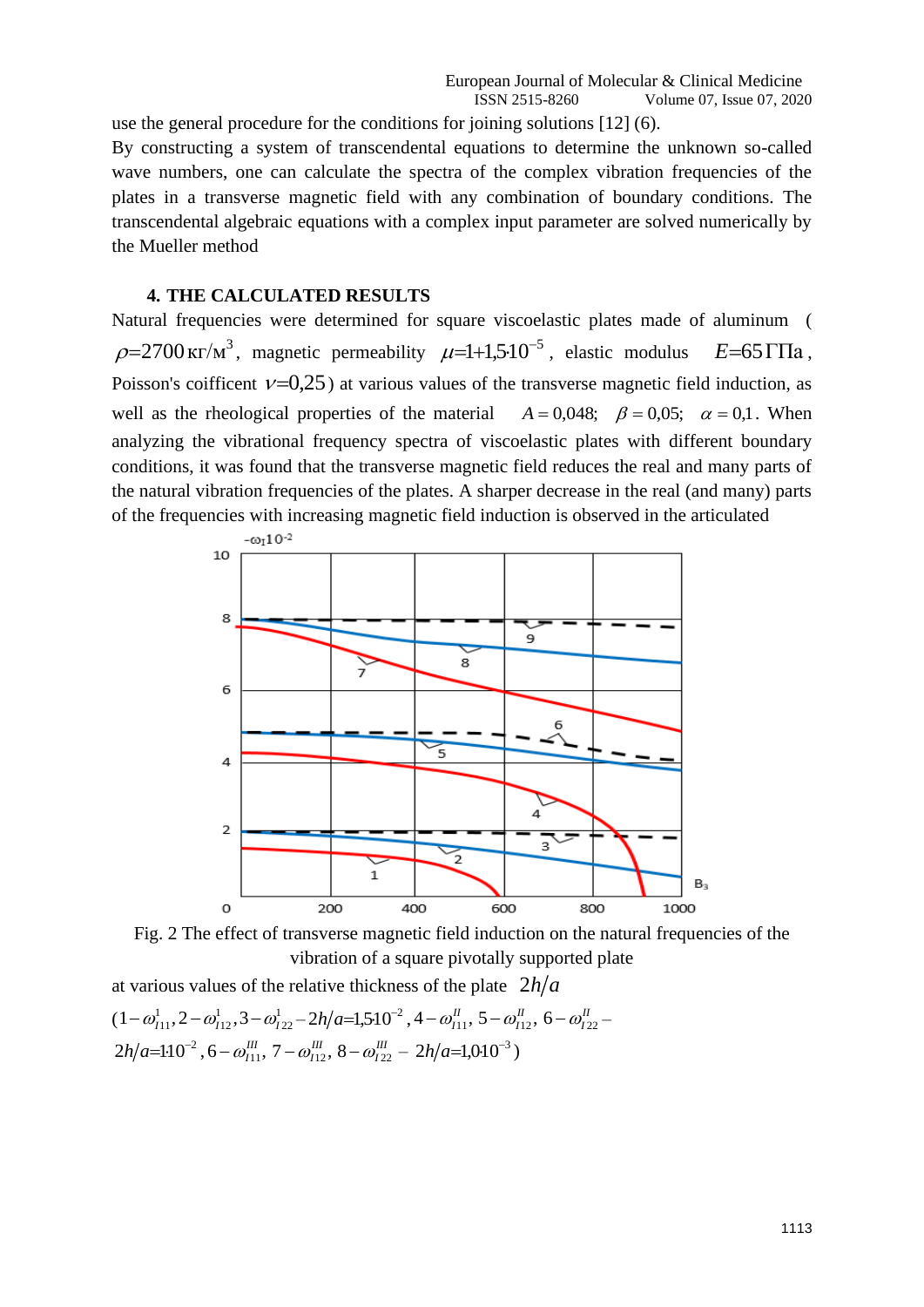use the general procedure for the conditions for joining solutions [12] (6).

By constructing a system of transcendental equations to determine the unknown so-called wave numbers, one can calculate the spectra of the complex vibration frequencies of the plates in a transverse magnetic field with any combination of boundary conditions. The transcendental algebraic equations with a complex input parameter are solved numerically by the Mueller method

## 4. THE CALCULATED RESULTS

Natural frequencies were determined for square viscoelastic plates made of aluminum ( $\rho=2700\,кг/м^3$, magnetic permeability $\mu=1+1{,}5\cdot10^{-5}$, elastic modulus $E=65\,ГПа$, Poisson's coifficent $\nu=0{,}25$) at various values of the transverse magnetic field induction, as well as the rheological properties of the material $A=0{,}048;\ \beta=0{,}05;\ \alpha=0{,}1$. When analyzing the vibrational frequency spectra of viscoelastic plates with different boundary conditions, it was found that the transverse magnetic field reduces the real and many parts of the natural vibration frequencies of the plates. A sharper decrease in the real (and many) parts of the frequencies with increasing magnetic field induction is observed in the articulated

Fig. 2 The effect of transverse magnetic field induction on the natural frequencies of the vibration of a square pivotally supported plate

at various values of the relative thickness of the plate $2h/a$

$(1-\omega^{1}_{I11}, 2-\omega^{1}_{I12}, 3-\omega^{1}_{I22}-2h/a=1{,}5\cdot10^{-2}, 4-\omega^{II}_{I11}, 5-\omega^{II}_{I12}, 6-\omega^{II}_{I22}-$
$2h/a=1\cdot10^{-2}, 6-\omega^{III}_{I11}, 7-\omega^{III}_{I12}, 8-\omega^{III}_{I22}-2h/a=1{,}0\cdot10^{-3})$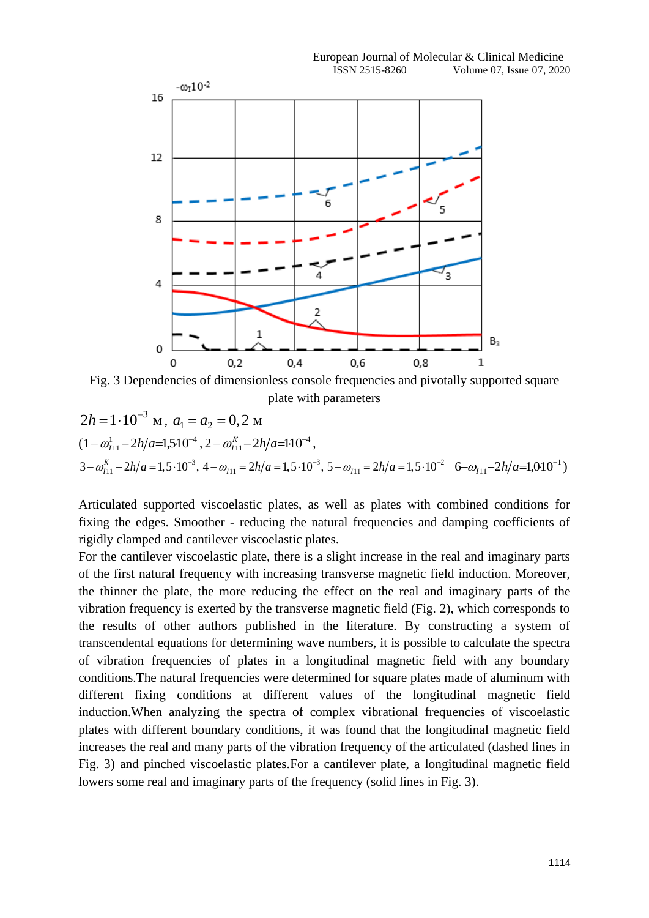Fig. 3 Dependencies of dimensionless console frequencies and pivotally supported square plate with parameters

$2h = 1 \cdot 10^{-3}$ м, $a_1 = a_2 = 0{,}2$ м

$(1 - \omega^{1}_{I11} - 2h/a = 1{,}5 \cdot 10^{-4}$, $2 - \omega^{K}_{I11} - 2h/a = 1 \cdot 10^{-4}$,

$3 - \omega^{K}_{I11} - 2h/a = 1{,}5 \cdot 10^{-3}$, $4 - \omega_{I11} = 2h/a = 1{,}5 \cdot 10^{-3}$, $5 - \omega_{I11} = 2h/a = 1{,}5 \cdot 10^{-2}$ $6 - \omega_{I11} - 2h/a = 1{,}0 \cdot 10^{-1})$

Articulated supported viscoelastic plates, as well as plates with combined conditions for fixing the edges. Smoother - reducing the natural frequencies and damping coefficients of rigidly clamped and cantilever viscoelastic plates.

For the cantilever viscoelastic plate, there is a slight increase in the real and imaginary parts of the first natural frequency with increasing transverse magnetic field induction. Moreover, the thinner the plate, the more reducing the effect on the real and imaginary parts of the vibration frequency is exerted by the transverse magnetic field (Fig. 2), which corresponds to the results of other authors published in the literature. By constructing a system of transcendental equations for determining wave numbers, it is possible to calculate the spectra of vibration frequencies of plates in a longitudinal magnetic field with any boundary conditions.The natural frequencies were determined for square plates made of aluminum with different fixing conditions at different values of the longitudinal magnetic field induction.When analyzing the spectra of complex vibrational frequencies of viscoelastic plates with different boundary conditions, it was found that the longitudinal magnetic field increases the real and many parts of the vibration frequency of the articulated (dashed lines in Fig. 3) and pinched viscoelastic plates.For a cantilever plate, a longitudinal magnetic field lowers some real and imaginary parts of the frequency (solid lines in Fig. 3).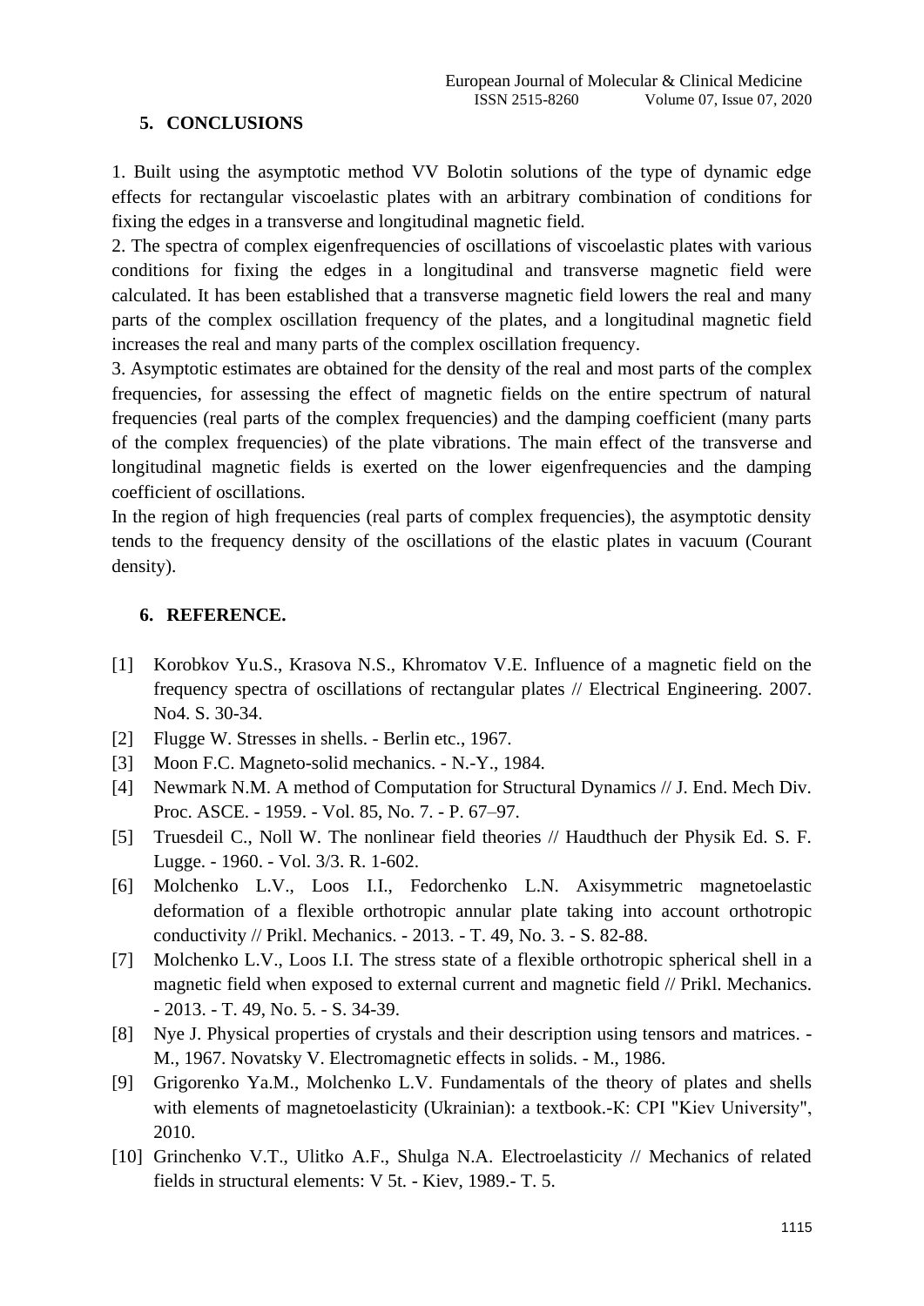## 5. CONCLUSIONS

1. Built using the asymptotic method VV Bolotin solutions of the type of dynamic edge effects for rectangular viscoelastic plates with an arbitrary combination of conditions for fixing the edges in a transverse and longitudinal magnetic field.
2. The spectra of complex eigenfrequencies of oscillations of viscoelastic plates with various conditions for fixing the edges in a longitudinal and transverse magnetic field were calculated. It has been established that a transverse magnetic field lowers the real and many parts of the complex oscillation frequency of the plates, and a longitudinal magnetic field increases the real and many parts of the complex oscillation frequency.
3. Asymptotic estimates are obtained for the density of the real and most parts of the complex frequencies, for assessing the effect of magnetic fields on the entire spectrum of natural frequencies (real parts of the complex frequencies) and the damping coefficient (many parts of the complex frequencies) of the plate vibrations. The main effect of the transverse and longitudinal magnetic fields is exerted on the lower eigenfrequencies and the damping coefficient of oscillations.

In the region of high frequencies (real parts of complex frequencies), the asymptotic density tends to the frequency density of the oscillations of the elastic plates in vacuum (Courant density).

## 6. REFERENCE.

[1] Korobkov Yu.S., Krasova N.S., Khromatov V.E. Influence of a magnetic field on the frequency spectra of oscillations of rectangular plates // Electrical Engineering. 2007. No4. S. 30-34.

[2] Flugge W. Stresses in shells. - Berlin etc., 1967.

[3] Moon F.C. Magneto-solid mechanics. - N.-Y., 1984.

[4] Newmark N.M. A method of Computation for Structural Dynamics // J. End. Mech Div. Proc. ASCE. - 1959. - Vol. 85, No. 7. - P. 67–97.

[5] Truesdeil C., Noll W. The nonlinear field theories // Haudthuch der Physik Ed. S. F. Lugge. - 1960. - Vol. 3/3. R. 1-602.

[6] Molchenko L.V., Loos I.I., Fedorchenko L.N. Axisymmetric magnetoelastic deformation of a flexible orthotropic annular plate taking into account orthotropic conductivity // Prikl. Mechanics. - 2013. - T. 49, No. 3. - S. 82-88.

[7] Molchenko L.V., Loos I.I. The stress state of a flexible orthotropic spherical shell in a magnetic field when exposed to external current and magnetic field // Prikl. Mechanics. - 2013. - T. 49, No. 5. - S. 34-39.

[8] Nye J. Physical properties of crystals and their description using tensors and matrices. - M., 1967. Novatsky V. Electromagnetic effects in solids. - M., 1986.

[9] Grigorenko Ya.M., Molchenko L.V. Fundamentals of the theory of plates and shells with elements of magnetoelasticity (Ukrainian): a textbook.-K: CPI "Kiev University", 2010.

[10] Grinchenko V.T., Ulitko A.F., Shulga N.A. Electroelasticity // Mechanics of related fields in structural elements: V 5t. - Kiev, 1989.- T. 5.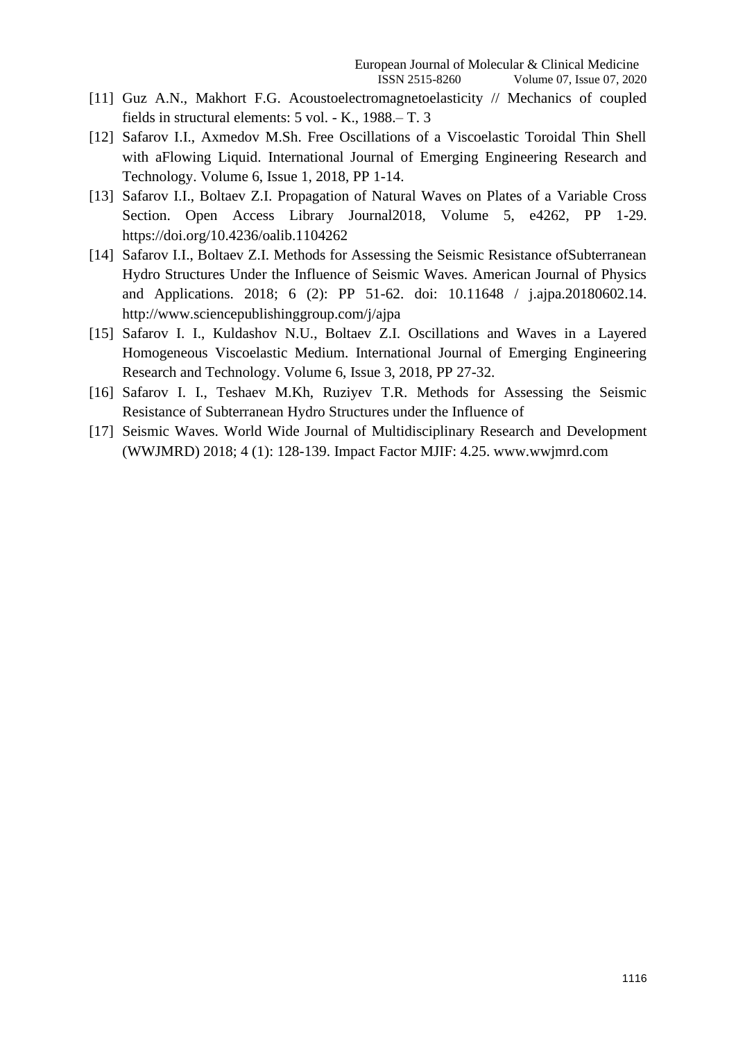[11] Guz A.N., Makhort F.G. Acoustoelectromagnetoelasticity // Mechanics of coupled fields in structural elements: 5 vol. - K., 1988.– T. 3

[12] Safarov I.I., Axmedov M.Sh. Free Oscillations of a Viscoelastic Toroidal Thin Shell with aFlowing Liquid. International Journal of Emerging Engineering Research and Technology. Volume 6, Issue 1, 2018, PP 1-14.

[13] Safarov I.I., Boltaev Z.I. Propagation of Natural Waves on Plates of a Variable Cross Section. Open Access Library Journal2018, Volume 5, e4262, PP 1-29. https://doi.org/10.4236/oalib.1104262

[14] Safarov I.I., Boltaev Z.I. Methods for Assessing the Seismic Resistance ofSubterranean Hydro Structures Under the Influence of Seismic Waves. American Journal of Physics and Applications. 2018; 6 (2): PP 51-62. doi: 10.11648 / j.ajpa.20180602.14. http://www.sciencepublishinggroup.com/j/ajpa

[15] Safarov I. I., Kuldashov N.U., Boltaev Z.I. Oscillations and Waves in a Layered Homogeneous Viscoelastic Medium. International Journal of Emerging Engineering Research and Technology. Volume 6, Issue 3, 2018, PP 27-32.

[16] Safarov I. I., Teshaev M.Kh, Ruziyev T.R. Methods for Assessing the Seismic Resistance of Subterranean Hydro Structures under the Influence of

[17] Seismic Waves. World Wide Journal of Multidisciplinary Research and Development (WWJMRD) 2018; 4 (1): 128-139. Impact Factor MJIF: 4.25. www.wwjmrd.com